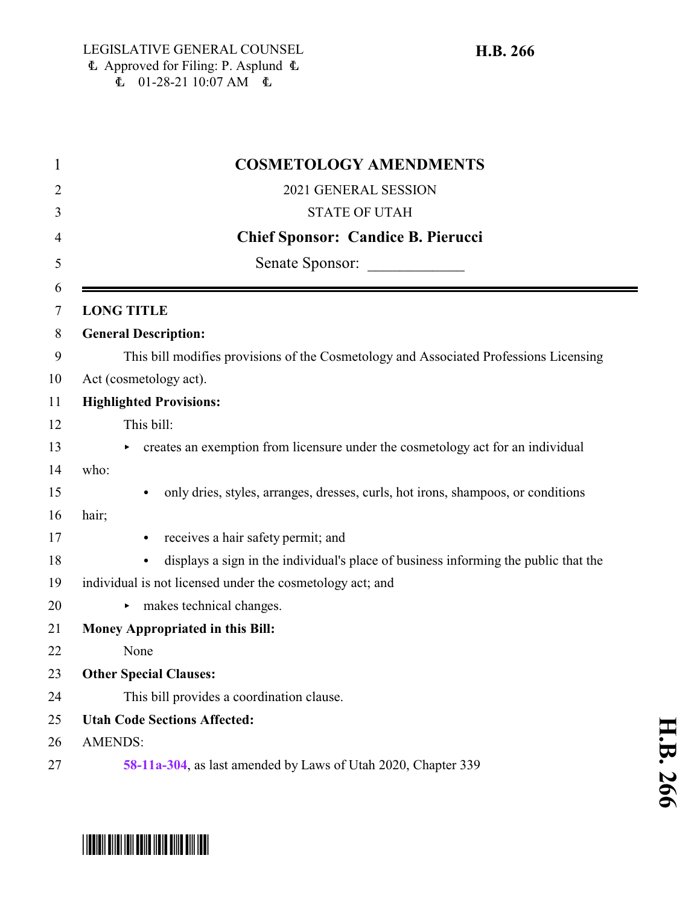LEGISLATIVE GENERAL COUNSEL
₵ Approved for Filing: P. Asplund ₵
₵ 01-28-21 10:07 AM ₵

**H.B. 266**

# COSMETOLOGY AMENDMENTS

2021 GENERAL SESSION

STATE OF UTAH

**Chief Sponsor: Candice B. Pierucci**

Senate Sponsor: ____________

---

**LONG TITLE**

**General Description:**

This bill modifies provisions of the Cosmetology and Associated Professions Licensing Act (cosmetology act).

**Highlighted Provisions:**

This bill:

- creates an exemption from licensure under the cosmetology act for an individual who:
  - only dries, styles, arranges, dresses, curls, hot irons, shampoos, or conditions hair;
  - receives a hair safety permit; and
  - displays a sign in the individual's place of business informing the public that the individual is not licensed under the cosmetology act; and
- makes technical changes.

**Money Appropriated in this Bill:**

None

**Other Special Clauses:**

This bill provides a coordination clause.

**Utah Code Sections Affected:**

AMENDS:

**58-11a-304**, as last amended by Laws of Utah 2020, Chapter 339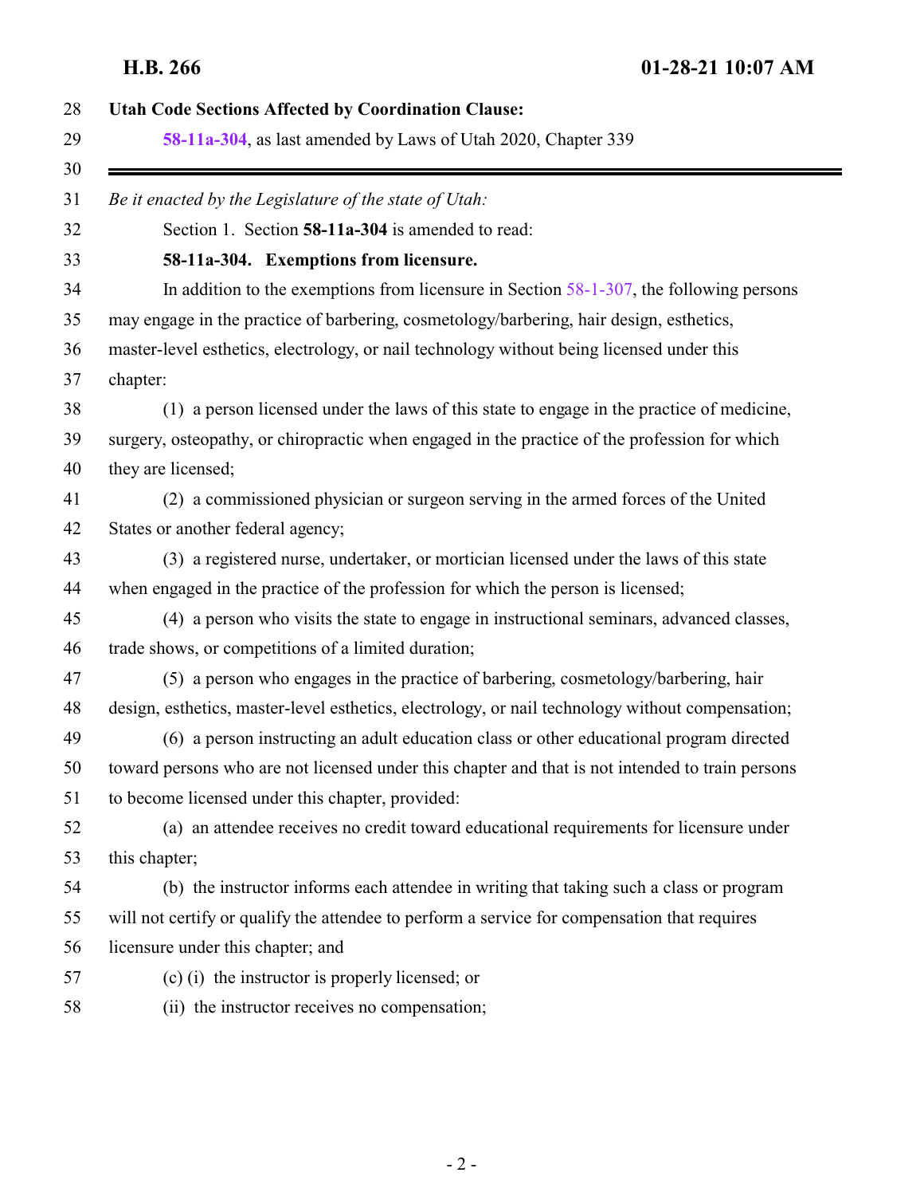**Utah Code Sections Affected by Coordination Clause:**

**58-11a-304**, as last amended by Laws of Utah 2020, Chapter 339

---

*Be it enacted by the Legislature of the state of Utah:*

Section 1. Section **58-11a-304** is amended to read:

**58-11a-304. Exemptions from licensure.**

In addition to the exemptions from licensure in Section 58-1-307, the following persons may engage in the practice of barbering, cosmetology/barbering, hair design, esthetics, master-level esthetics, electrology, or nail technology without being licensed under this chapter:

(1) a person licensed under the laws of this state to engage in the practice of medicine, surgery, osteopathy, or chiropractic when engaged in the practice of the profession for which they are licensed;

(2) a commissioned physician or surgeon serving in the armed forces of the United States or another federal agency;

(3) a registered nurse, undertaker, or mortician licensed under the laws of this state when engaged in the practice of the profession for which the person is licensed;

(4) a person who visits the state to engage in instructional seminars, advanced classes, trade shows, or competitions of a limited duration;

(5) a person who engages in the practice of barbering, cosmetology/barbering, hair design, esthetics, master-level esthetics, electrology, or nail technology without compensation;

(6) a person instructing an adult education class or other educational program directed toward persons who are not licensed under this chapter and that is not intended to train persons to become licensed under this chapter, provided:

(a) an attendee receives no credit toward educational requirements for licensure under this chapter;

(b) the instructor informs each attendee in writing that taking such a class or program will not certify or qualify the attendee to perform a service for compensation that requires licensure under this chapter; and

(c) (i) the instructor is properly licensed; or

(ii) the instructor receives no compensation;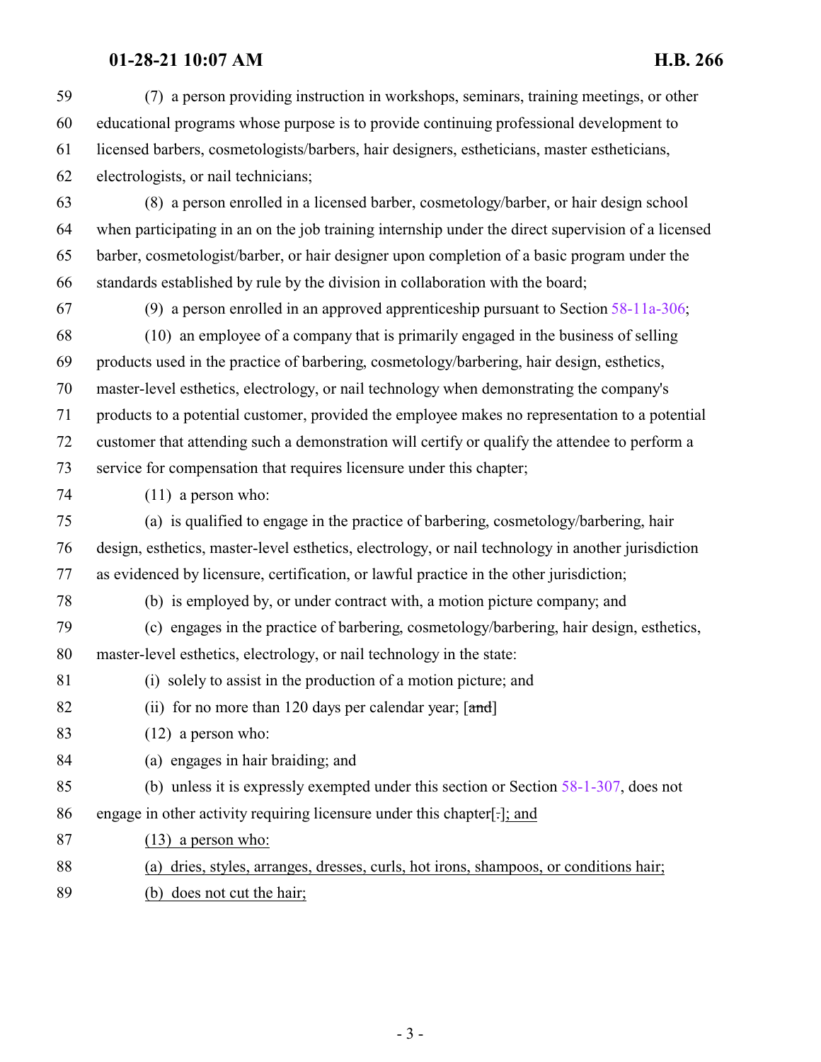59 (7) a person providing instruction in workshops, seminars, training meetings, or other
60 educational programs whose purpose is to provide continuing professional development to
61 licensed barbers, cosmetologists/barbers, hair designers, estheticians, master estheticians,
62 electrologists, or nail technicians;

63 (8) a person enrolled in a licensed barber, cosmetology/barber, or hair design school
64 when participating in an on the job training internship under the direct supervision of a licensed
65 barber, cosmetologist/barber, or hair designer upon completion of a basic program under the
66 standards established by rule by the division in collaboration with the board;

67 (9) a person enrolled in an approved apprenticeship pursuant to Section 58-11a-306;

68 (10) an employee of a company that is primarily engaged in the business of selling
69 products used in the practice of barbering, cosmetology/barbering, hair design, esthetics,
70 master-level esthetics, electrology, or nail technology when demonstrating the company's
71 products to a potential customer, provided the employee makes no representation to a potential
72 customer that attending such a demonstration will certify or qualify the attendee to perform a
73 service for compensation that requires licensure under this chapter;

74 (11) a person who:

75 (a) is qualified to engage in the practice of barbering, cosmetology/barbering, hair
76 design, esthetics, master-level esthetics, electrology, or nail technology in another jurisdiction
77 as evidenced by licensure, certification, or lawful practice in the other jurisdiction;

78 (b) is employed by, or under contract with, a motion picture company; and

79 (c) engages in the practice of barbering, cosmetology/barbering, hair design, esthetics,
80 master-level esthetics, electrology, or nail technology in the state:

81 (i) solely to assist in the production of a motion picture; and

82 (ii) for no more than 120 days per calendar year; [~~and~~]

83 (12) a person who:

84 (a) engages in hair braiding; and

85 (b) unless it is expressly exempted under this section or Section 58-1-307, does not
86 engage in other activity requiring licensure under this chapter[~~.~~]; and

87 (13) a person who:

88 (a) dries, styles, arranges, dresses, curls, hot irons, shampoos, or conditions hair;

89 (b) does not cut the hair;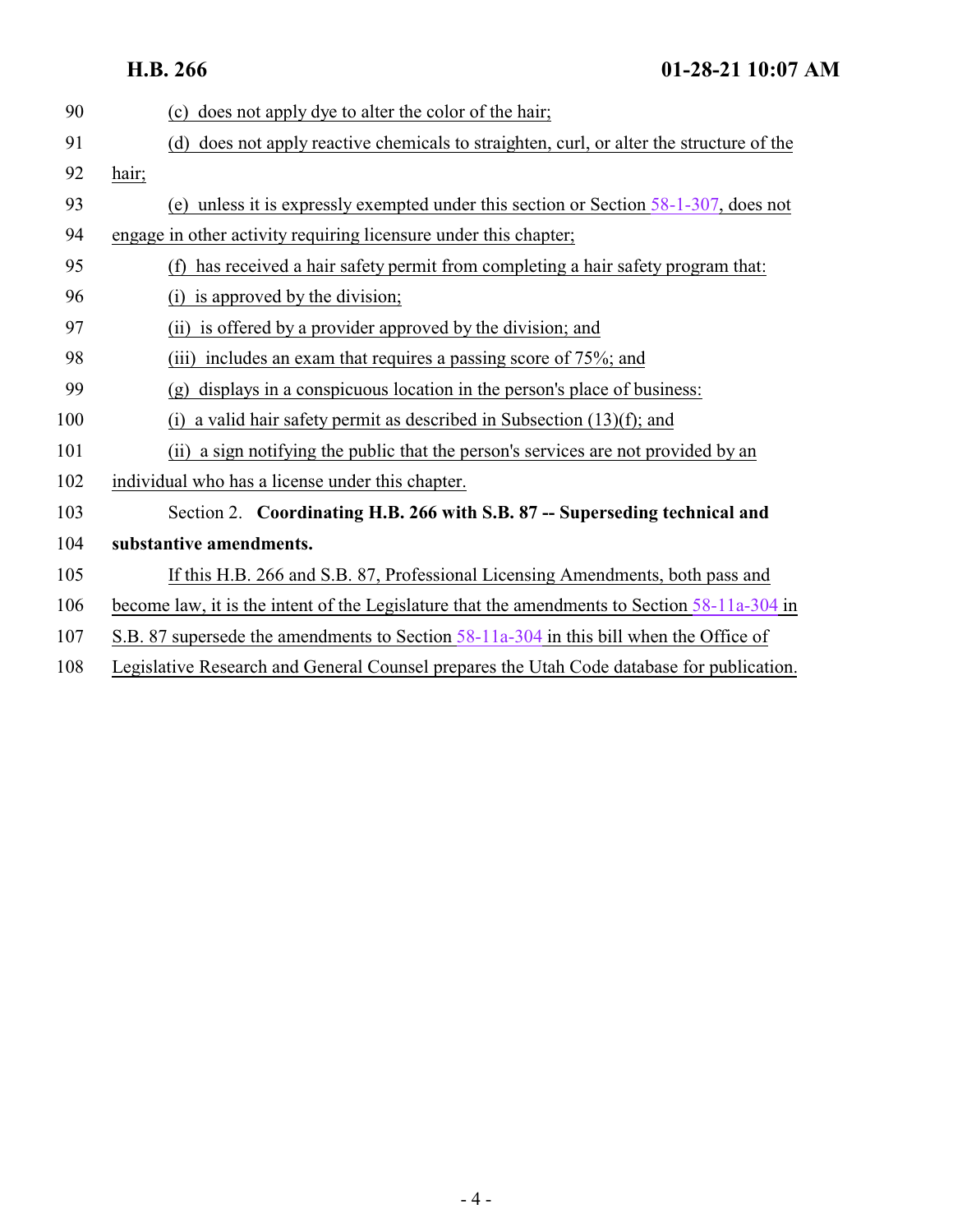(c) does not apply dye to alter the color of the hair;

(d) does not apply reactive chemicals to straighten, curl, or alter the structure of the hair;

(e) unless it is expressly exempted under this section or Section 58-1-307, does not engage in other activity requiring licensure under this chapter;

(f) has received a hair safety permit from completing a hair safety program that:

(i) is approved by the division;

(ii) is offered by a provider approved by the division; and

(iii) includes an exam that requires a passing score of 75%; and

(g) displays in a conspicuous location in the person's place of business:

(i) a valid hair safety permit as described in Subsection (13)(f); and

(ii) a sign notifying the public that the person's services are not provided by an individual who has a license under this chapter.

Section 2. **Coordinating H.B. 266 with S.B. 87 -- Superseding technical and substantive amendments.**

If this H.B. 266 and S.B. 87, Professional Licensing Amendments, both pass and become law, it is the intent of the Legislature that the amendments to Section 58-11a-304 in S.B. 87 supersede the amendments to Section 58-11a-304 in this bill when the Office of Legislative Research and General Counsel prepares the Utah Code database for publication.